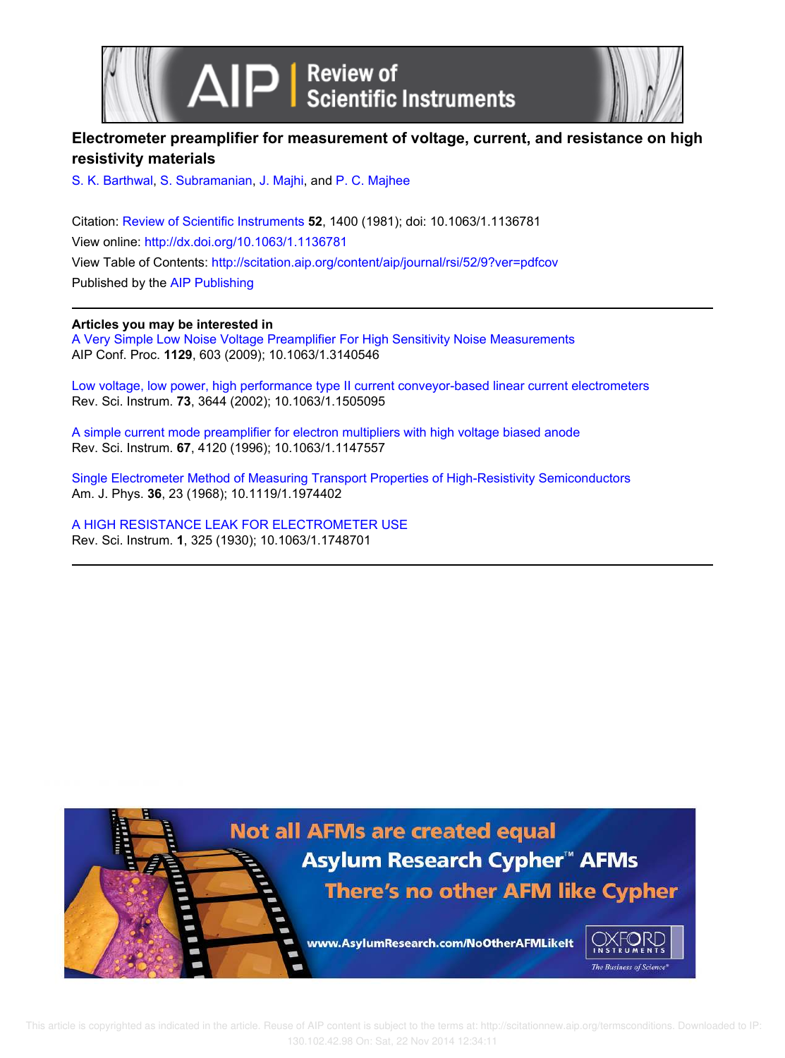# Electrometer preamplifier for measurement of voltage, current, and resistance on high resistivity materials

S. K. Barthwal, S. Subramanian, J. Majhi, and P. C. Majhee

Citation: Review of Scientific Instruments **52**, 1400 (1981); doi: 10.1063/1.1136781

View online: http://dx.doi.org/10.1063/1.1136781

View Table of Contents: http://scitation.aip.org/content/aip/journal/rsi/52/9?ver=pdfcov

Published by the AIP Publishing

---

**Articles you may be interested in**

A Very Simple Low Noise Voltage Preamplifier For High Sensitivity Noise Measurements
AIP Conf. Proc. **1129**, 603 (2009); 10.1063/1.3140546

Low voltage, low power, high performance type II current conveyor-based linear current electrometers
Rev. Sci. Instrum. **73**, 3644 (2002); 10.1063/1.1505095

A simple current mode preamplifier for electron multipliers with high voltage biased anode
Rev. Sci. Instrum. **67**, 4120 (1996); 10.1063/1.1147557

Single Electrometer Method of Measuring Transport Properties of High-Resistivity Semiconductors
Am. J. Phys. **36**, 23 (1968); 10.1119/1.1974402

A HIGH RESISTANCE LEAK FOR ELECTROMETER USE
Rev. Sci. Instrum. **1**, 325 (1930); 10.1063/1.1748701

---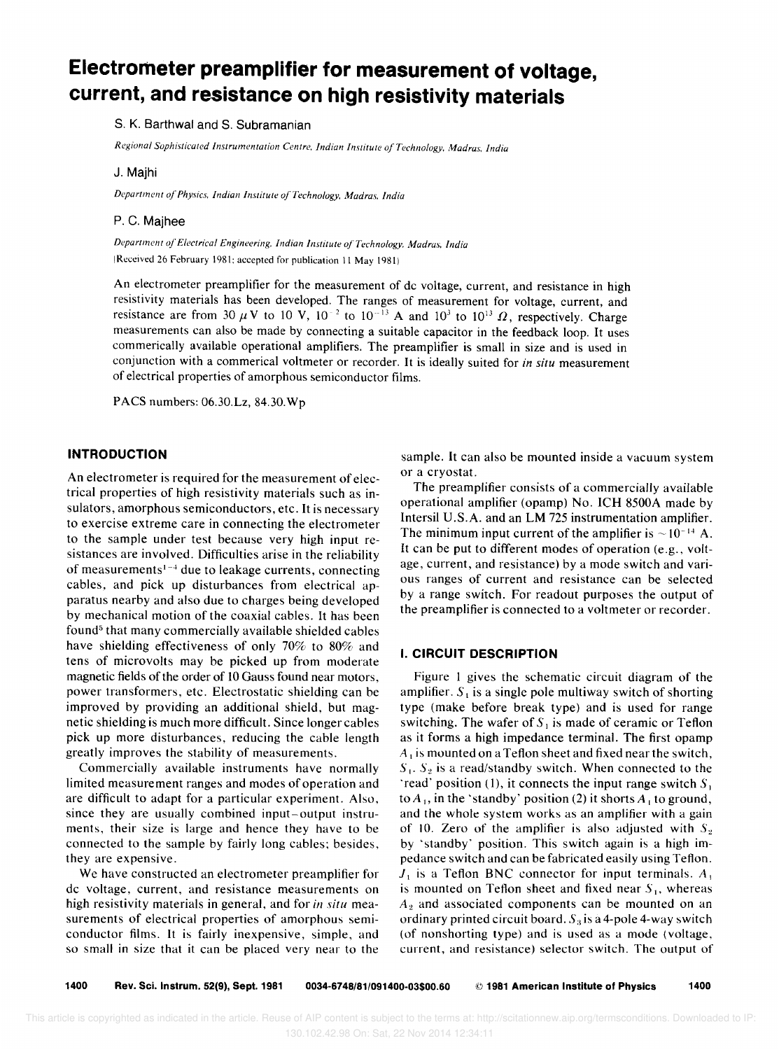# Electrometer preamplifier for measurement of voltage, current, and resistance on high resistivity materials

S. K. Barthwal and S. Subramanian

*Regional Sophisticated Instrumentation Centre, Indian Institute of Technology, Madras, India*

J. Majhi

*Department of Physics, Indian Institute of Technology, Madras, India*

P. C. Majhee

*Department of Electrical Engineering, Indian Institute of Technology, Madras, India*

(Received 26 February 1981; accepted for publication 11 May 1981)

An electrometer preamplifier for the measurement of dc voltage, current, and resistance in high resistivity materials has been developed. The ranges of measurement for voltage, current, and resistance are from 30 $\mu$V to 10 V, $10^{-2}$ to $10^{-13}$ A and $10^{3}$ to $10^{13}$ $\Omega$, respectively. Charge measurements can also be made by connecting a suitable capacitor in the feedback loop. It uses commerically available operational amplifiers. The preamplifier is small in size and is used in conjunction with a commerical voltmeter or recorder. It is ideally suited for *in situ* measurement of electrical properties of amorphous semiconductor films.

PACS numbers: 06.30.Lz, 84.30.Wp

## INTRODUCTION

An electrometer is required for the measurement of electrical properties of high resistivity materials such as insulators, amorphous semiconductors, etc. It is necessary to exercise extreme care in connecting the electrometer to the sample under test because very high input resistances are involved. Difficulties arise in the reliability of measurements[1-4] due to leakage currents, connecting cables, and pick up disturbances from electrical apparatus nearby and also due to charges being developed by mechanical motion of the coaxial cables. It has been found[5] that many commercially available shielded cables have shielding effectiveness of only 70% to 80% and tens of microvolts may be picked up from moderate magnetic fields of the order of 10 Gauss found near motors, power transformers, etc. Electrostatic shielding can be improved by providing an additional shield, but magnetic shielding is much more difficult. Since longer cables pick up more disturbances, reducing the cable length greatly improves the stability of measurements.

Commercially available instruments have normally limited measurement ranges and modes of operation and are difficult to adapt for a particular experiment. Also, since they are usually combined input–output instruments, their size is large and hence they have to be connected to the sample by fairly long cables; besides, they are expensive.

We have constructed an electrometer preamplifier for dc voltage, current, and resistance measurements on high resistivity materials in general, and for *in situ* measurements of electrical properties of amorphous semiconductor films. It is fairly inexpensive, simple, and so small in size that it can be placed very near to the sample. It can also be mounted inside a vacuum system or a cryostat.

The preamplifier consists of a commercially available operational amplifier (opamp) No. ICH 8500A made by Intersil U.S.A. and an LM 725 instrumentation amplifier. The minimum input current of the amplifier is $\sim 10^{-14}$ A. It can be put to different modes of operation (e.g., voltage, current, and resistance) by a mode switch and various ranges of current and resistance can be selected by a range switch. For readout purposes the output of the preamplifier is connected to a voltmeter or recorder.

## I. CIRCUIT DESCRIPTION

Figure 1 gives the schematic circuit diagram of the amplifier. $S_1$ is a single pole multiway switch of shorting type (make before break type) and is used for range switching. The wafer of $S_1$ is made of ceramic or Teflon as it forms a high impedance terminal. The first opamp $A_1$ is mounted on a Teflon sheet and fixed near the switch, $S_1$. $S_2$ is a read/standby switch. When connected to the 'read' position (1), it connects the input range switch $S_1$ to $A_1$, in the 'standby' position (2) it shorts $A_1$ to ground, and the whole system works as an amplifier with a gain of 10. Zero of the amplifier is also adjusted with $S_2$ by 'standby' position. This switch again is a high impedance switch and can be fabricated easily using Teflon. $J_1$ is a Teflon BNC connector for input terminals. $A_1$ is mounted on Teflon sheet and fixed near $S_1$, whereas $A_2$ and associated components can be mounted on an ordinary printed circuit board. $S_3$ is a 4-pole 4-way switch (of nonshorting type) and is used as a mode (voltage, current, and resistance) selector switch. The output of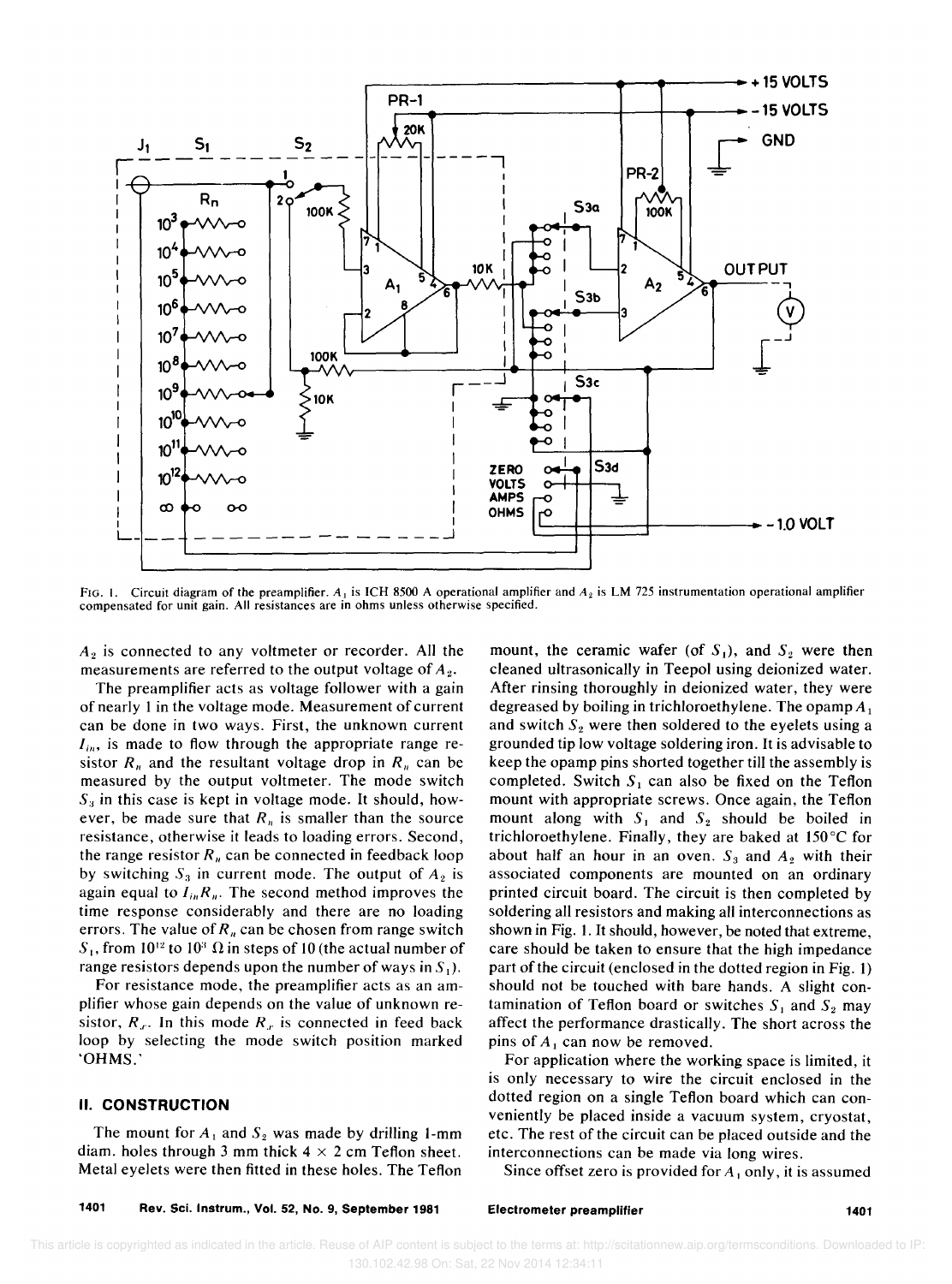FIG. 1. Circuit diagram of the preamplifier. $A_1$ is ICH 8500 A operational amplifier and $A_2$ is LM 725 instrumentation operational amplifier compensated for unit gain. All resistances are in ohms unless otherwise specified.

$A_2$ is connected to any voltmeter or recorder. All the measurements are referred to the output voltage of $A_2$.

The preamplifier acts as voltage follower with a gain of nearly 1 in the voltage mode. Measurement of current can be done in two ways. First, the unknown current $I_{in}$, is made to flow through the appropriate range resistor $R_n$ and the resultant voltage drop in $R_n$ can be measured by the output voltmeter. The mode switch $S_3$ in this case is kept in voltage mode. It should, however, be made sure that $R_n$ is smaller than the source resistance, otherwise it leads to loading errors. Second, the range resistor $R_n$ can be connected in feedback loop by switching $S_3$ in current mode. The output of $A_2$ is again equal to $I_{in}R_n$. The second method improves the time response considerably and there are no loading errors. The value of $R_n$ can be chosen from range switch $S_1$, from $10^{12}$ to $10^3$ $\Omega$ in steps of 10 (the actual number of range resistors depends upon the number of ways in $S_1$).

For resistance mode, the preamplifier acts as an amplifier whose gain depends on the value of unknown resistor, $R_x$. In this mode $R_x$ is connected in feed back loop by selecting the mode switch position marked 'OHMS.'

## II. CONSTRUCTION

The mount for $A_1$ and $S_2$ was made by drilling 1-mm diam. holes through 3 mm thick $4 \times 2$ cm Teflon sheet. Metal eyelets were then fitted in these holes. The Teflon mount, the ceramic wafer (of $S_1$), and $S_2$ were then cleaned ultrasonically in Teepol using deionized water. After rinsing thoroughly in deionized water, they were degreased by boiling in trichloroethylene. The opamp $A_1$ and switch $S_2$ were then soldered to the eyelets using a grounded tip low voltage soldering iron. It is advisable to keep the opamp pins shorted together till the assembly is completed. Switch $S_1$ can also be fixed on the Teflon mount with appropriate screws. Once again, the Teflon mount along with $S_1$ and $S_2$ should be boiled in trichloroethylene. Finally, they are baked at 150°C for about half an hour in an oven. $S_3$ and $A_2$ with their associated components are mounted on an ordinary printed circuit board. The circuit is then completed by soldering all resistors and making all interconnections as shown in Fig. 1. It should, however, be noted that extreme, care should be taken to ensure that the high impedance part of the circuit (enclosed in the dotted region in Fig. 1) should not be touched with bare hands. A slight contamination of Teflon board or switches $S_1$ and $S_2$ may affect the performance drastically. The short across the pins of $A_1$ can now be removed.

For application where the working space is limited, it is only necessary to wire the circuit enclosed in the dotted region on a single Teflon board which can conveniently be placed inside a vacuum system, cryostat, etc. The rest of the circuit can be placed outside and the interconnections can be made via long wires.

Since offset zero is provided for $A_1$ only, it is assumed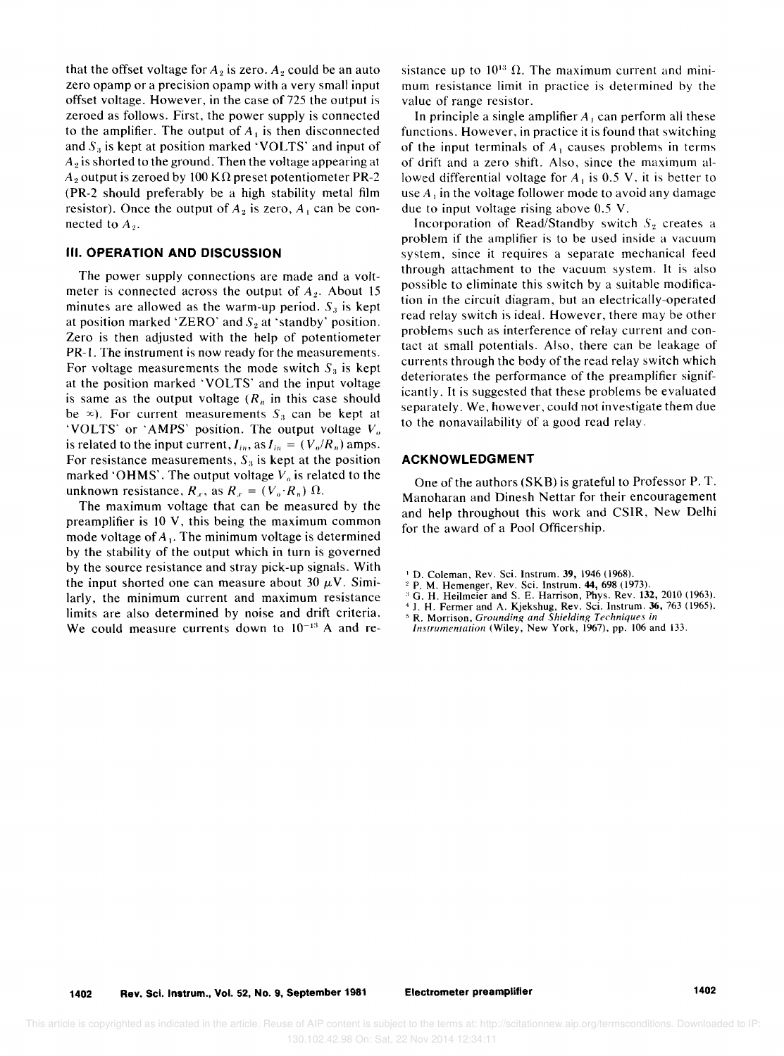that the offset voltage for $A_2$ is zero. $A_2$ could be an auto zero opamp or a precision opamp with a very small input offset voltage. However, in the case of 725 the output is zeroed as follows. First, the power supply is connected to the amplifier. The output of $A_1$ is then disconnected and $S_3$ is kept at position marked 'VOLTS' and input of $A_2$ is shorted to the ground. Then the voltage appearing at $A_2$ output is zeroed by 100 KΩ preset potentiometer PR-2 (PR-2 should preferably be a high stability metal film resistor). Once the output of $A_2$ is zero, $A_1$ can be connected to $A_2$.

## III. OPERATION AND DISCUSSION

The power supply connections are made and a voltmeter is connected across the output of $A_2$. About 15 minutes are allowed as the warm-up period. $S_3$ is kept at position marked 'ZERO' and $S_2$ at 'standby' position. Zero is then adjusted with the help of potentiometer PR-1. The instrument is now ready for the measurements. For voltage measurements the mode switch $S_3$ is kept at the position marked 'VOLTS' and the input voltage is same as the output voltage ($R_n$ in this case should be ∞). For current measurements $S_3$ can be kept at 'VOLTS' or 'AMPS' position. The output voltage $V_o$ is related to the input current, $I_{in}$, as $I_{in} = (V_o/R_n)$ amps. For resistance measurements, $S_3$ is kept at the position marked 'OHMS'. The output voltage $V_o$ is related to the unknown resistance, $R_x$, as $R_x = (V_o \cdot R_n)$ Ω.

The maximum voltage that can be measured by the preamplifier is 10 V, this being the maximum common mode voltage of $A_1$. The minimum voltage is determined by the stability of the output which in turn is governed by the source resistance and stray pick-up signals. With the input shorted one can measure about 30 μV. Similarly, the minimum current and maximum resistance limits are also determined by noise and drift criteria. We could measure currents down to $10^{-13}$ A and resistance up to $10^{13}$ Ω. The maximum current and minimum resistance limit in practice is determined by the value of range resistor.

In principle a single amplifier $A_1$ can perform all these functions. However, in practice it is found that switching of the input terminals of $A_1$ causes problems in terms of drift and a zero shift. Also, since the maximum allowed differential voltage for $A_1$ is 0.5 V, it is better to use $A_1$ in the voltage follower mode to avoid any damage due to input voltage rising above 0.5 V.

Incorporation of Read/Standby switch $S_2$ creates a problem if the amplifier is to be used inside a vacuum system, since it requires a separate mechanical feed through attachment to the vacuum system. It is also possible to eliminate this switch by a suitable modification in the circuit diagram, but an electrically-operated read relay switch is ideal. However, there may be other problems such as interference of relay current and contact at small potentials. Also, there can be leakage of currents through the body of the read relay switch which deteriorates the performance of the preamplifier significantly. It is suggested that these problems be evaluated separately. We, however, could not investigate them due to the nonavailability of a good read relay.

## ACKNOWLEDGMENT

One of the authors (SKB) is grateful to Professor P. T. Manoharan and Dinesh Nettar for their encouragement and help throughout this work and CSIR, New Delhi for the award of a Pool Officership.

[1] D. Coleman, Rev. Sci. Instrum. **39**, 1946 (1968).
[2] P. M. Hemenger, Rev. Sci. Instrum. **44**, 698 (1973).
[3] G. H. Heilmeier and S. E. Harrison, Phys. Rev. **132**, 2010 (1963).
[4] J. H. Fermer and A. Kjekshug, Rev. Sci. Instrum. **36**, 763 (1965).
[5] R. Morrison, *Grounding and Shielding Techniques in Instrumentation* (Wiley, New York, 1967), pp. 106 and 133.